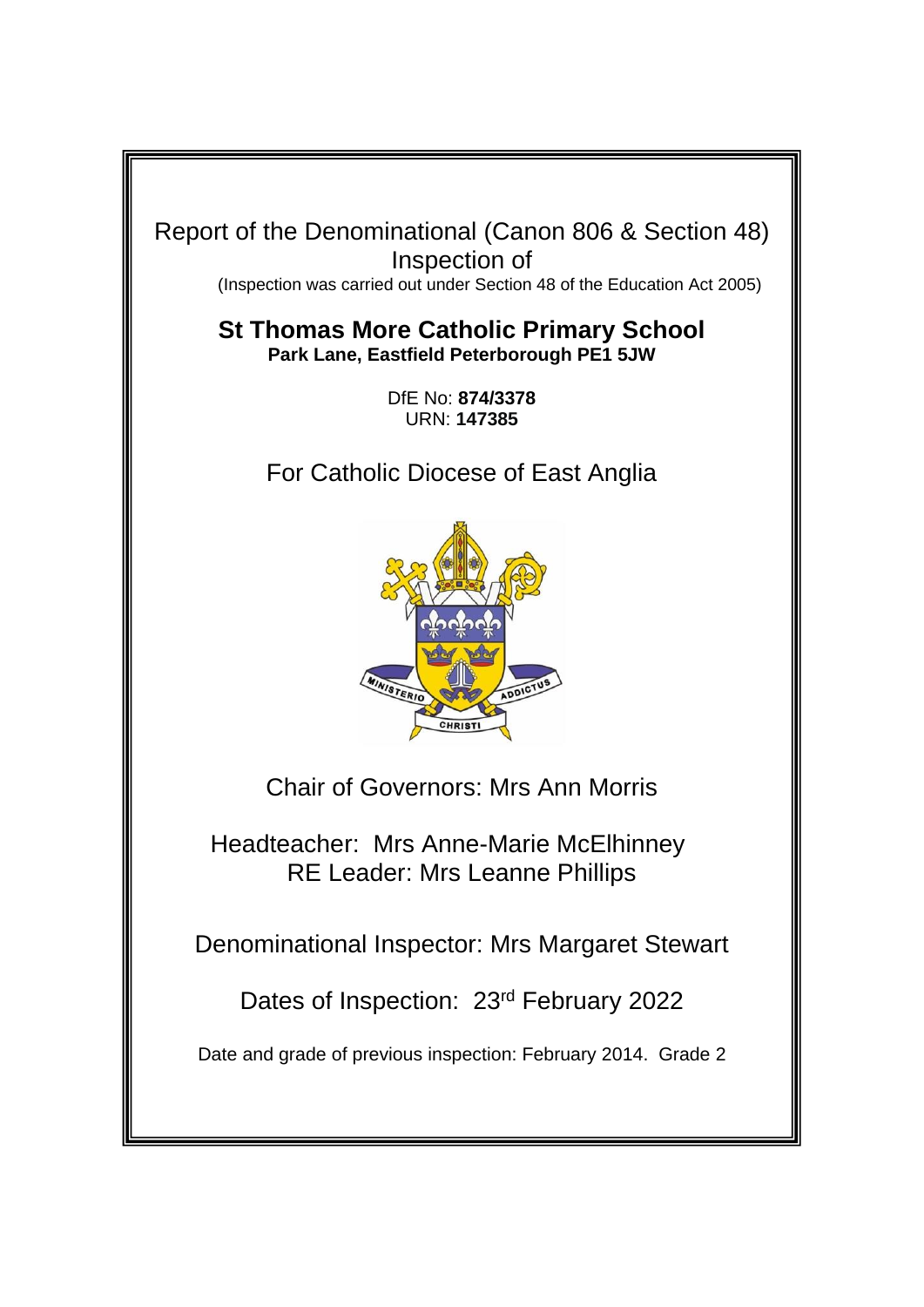Report of the Denominational (Canon 806 & Section 48) Inspection of

(Inspection was carried out under Section 48 of the Education Act 2005)

# St Thomas More Catholic Primary School

**Park Lane, Eastfield Peterborough PE1 5JW**

DfE No: **874/3378**
URN: **147385**

For Catholic Diocese of East Anglia

Chair of Governors: Mrs Ann Morris

Headteacher: Mrs Anne-Marie McElhinney
RE Leader: Mrs Leanne Phillips

Denominational Inspector: Mrs Margaret Stewart

Dates of Inspection: 23rd February 2022

Date and grade of previous inspection: February 2014. Grade 2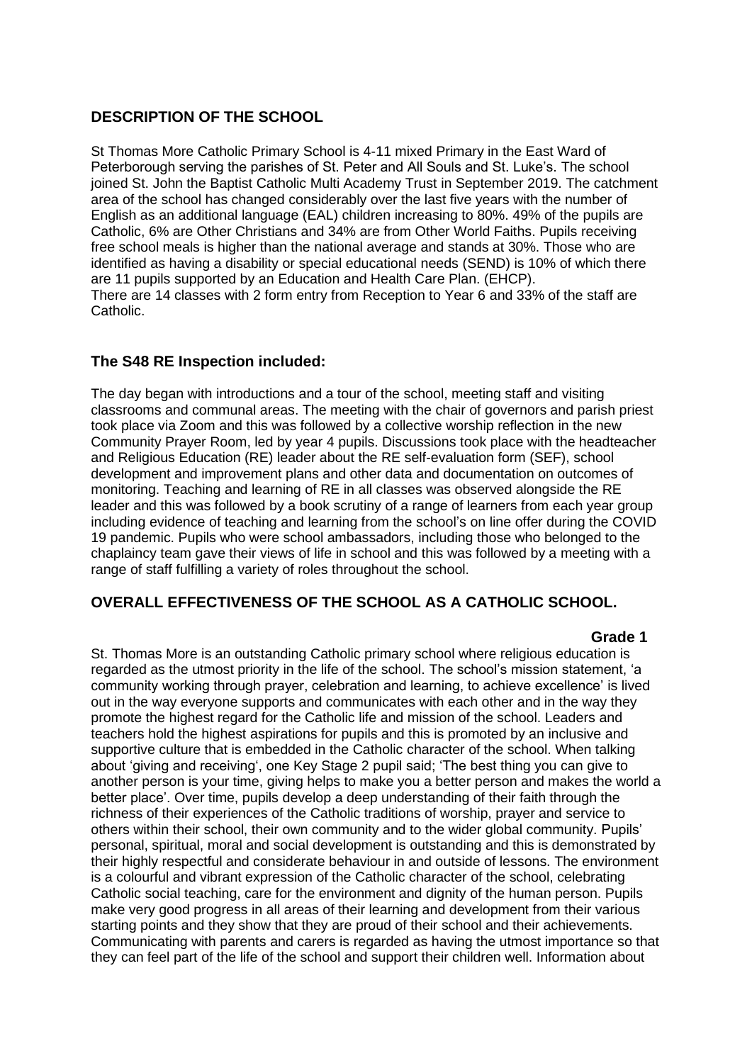## DESCRIPTION OF THE SCHOOL

St Thomas More Catholic Primary School is 4-11 mixed Primary in the East Ward of Peterborough serving the parishes of St. Peter and All Souls and St. Luke's. The school joined St. John the Baptist Catholic Multi Academy Trust in September 2019. The catchment area of the school has changed considerably over the last five years with the number of English as an additional language (EAL) children increasing to 80%. 49% of the pupils are Catholic, 6% are Other Christians and 34% are from Other World Faiths. Pupils receiving free school meals is higher than the national average and stands at 30%. Those who are identified as having a disability or special educational needs (SEND) is 10% of which there are 11 pupils supported by an Education and Health Care Plan. (EHCP).
There are 14 classes with 2 form entry from Reception to Year 6 and 33% of the staff are Catholic.

## The S48 RE Inspection included:

The day began with introductions and a tour of the school, meeting staff and visiting classrooms and communal areas. The meeting with the chair of governors and parish priest took place via Zoom and this was followed by a collective worship reflection in the new Community Prayer Room, led by year 4 pupils. Discussions took place with the headteacher and Religious Education (RE) leader about the RE self-evaluation form (SEF), school development and improvement plans and other data and documentation on outcomes of monitoring. Teaching and learning of RE in all classes was observed alongside the RE leader and this was followed by a book scrutiny of a range of learners from each year group including evidence of teaching and learning from the school's on line offer during the COVID 19 pandemic. Pupils who were school ambassadors, including those who belonged to the chaplaincy team gave their views of life in school and this was followed by a meeting with a range of staff fulfilling a variety of roles throughout the school.

## OVERALL EFFECTIVENESS OF THE SCHOOL AS A CATHOLIC SCHOOL.

**Grade 1**

St. Thomas More is an outstanding Catholic primary school where religious education is regarded as the utmost priority in the life of the school. The school's mission statement, 'a community working through prayer, celebration and learning, to achieve excellence' is lived out in the way everyone supports and communicates with each other and in the way they promote the highest regard for the Catholic life and mission of the school. Leaders and teachers hold the highest aspirations for pupils and this is promoted by an inclusive and supportive culture that is embedded in the Catholic character of the school. When talking about 'giving and receiving', one Key Stage 2 pupil said; 'The best thing you can give to another person is your time, giving helps to make you a better person and makes the world a better place'. Over time, pupils develop a deep understanding of their faith through the richness of their experiences of the Catholic traditions of worship, prayer and service to others within their school, their own community and to the wider global community. Pupils' personal, spiritual, moral and social development is outstanding and this is demonstrated by their highly respectful and considerate behaviour in and outside of lessons. The environment is a colourful and vibrant expression of the Catholic character of the school, celebrating Catholic social teaching, care for the environment and dignity of the human person. Pupils make very good progress in all areas of their learning and development from their various starting points and they show that they are proud of their school and their achievements. Communicating with parents and carers is regarded as having the utmost importance so that they can feel part of the life of the school and support their children well. Information about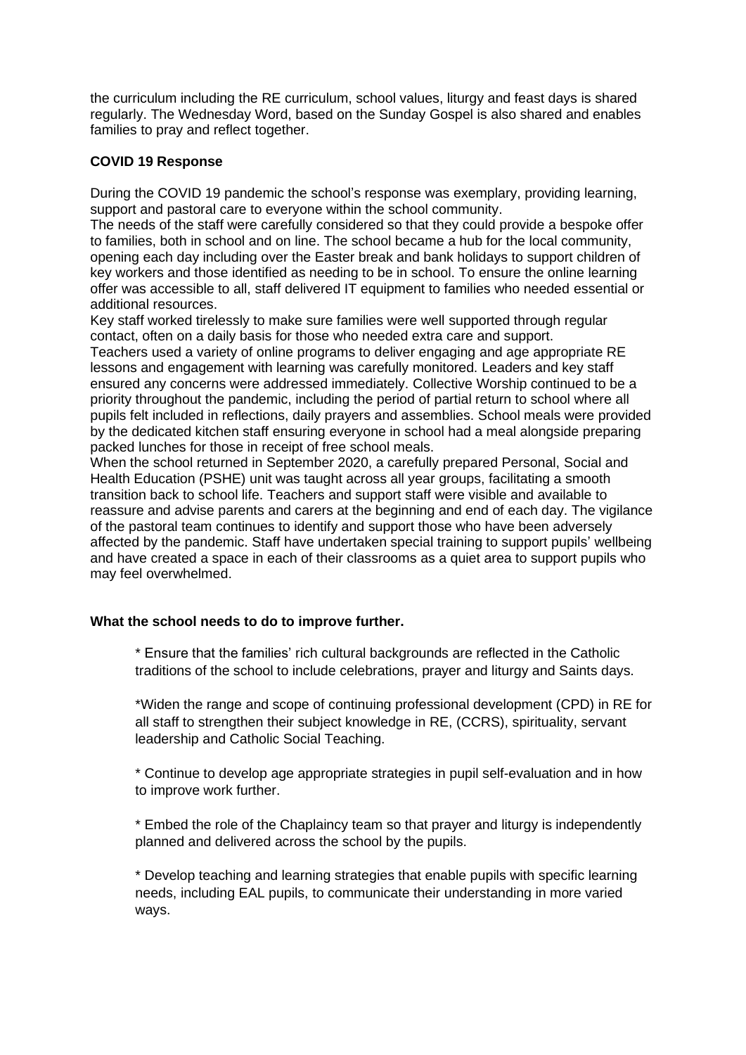the curriculum including the RE curriculum, school values, liturgy and feast days is shared regularly. The Wednesday Word, based on the Sunday Gospel is also shared and enables families to pray and reflect together.

**COVID 19 Response**

During the COVID 19 pandemic the school's response was exemplary, providing learning, support and pastoral care to everyone within the school community.

The needs of the staff were carefully considered so that they could provide a bespoke offer to families, both in school and on line. The school became a hub for the local community, opening each day including over the Easter break and bank holidays to support children of key workers and those identified as needing to be in school. To ensure the online learning offer was accessible to all, staff delivered IT equipment to families who needed essential or additional resources.

Key staff worked tirelessly to make sure families were well supported through regular contact, often on a daily basis for those who needed extra care and support.

Teachers used a variety of online programs to deliver engaging and age appropriate RE lessons and engagement with learning was carefully monitored. Leaders and key staff ensured any concerns were addressed immediately. Collective Worship continued to be a priority throughout the pandemic, including the period of partial return to school where all pupils felt included in reflections, daily prayers and assemblies. School meals were provided by the dedicated kitchen staff ensuring everyone in school had a meal alongside preparing packed lunches for those in receipt of free school meals.

When the school returned in September 2020, a carefully prepared Personal, Social and Health Education (PSHE) unit was taught across all year groups, facilitating a smooth transition back to school life. Teachers and support staff were visible and available to reassure and advise parents and carers at the beginning and end of each day. The vigilance of the pastoral team continues to identify and support those who have been adversely affected by the pandemic. Staff have undertaken special training to support pupils' wellbeing and have created a space in each of their classrooms as a quiet area to support pupils who may feel overwhelmed.

**What the school needs to do to improve further.**

* Ensure that the families' rich cultural backgrounds are reflected in the Catholic traditions of the school to include celebrations, prayer and liturgy and Saints days.

* Widen the range and scope of continuing professional development (CPD) in RE for all staff to strengthen their subject knowledge in RE, (CCRS), spirituality, servant leadership and Catholic Social Teaching.

* Continue to develop age appropriate strategies in pupil self-evaluation and in how to improve work further.

* Embed the role of the Chaplaincy team so that prayer and liturgy is independently planned and delivered across the school by the pupils.

* Develop teaching and learning strategies that enable pupils with specific learning needs, including EAL pupils, to communicate their understanding in more varied ways.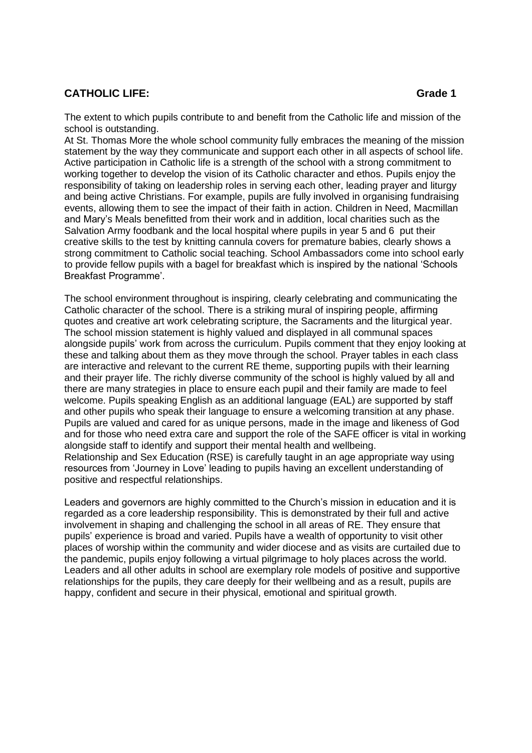**CATHOLIC LIFE: Grade 1**

The extent to which pupils contribute to and benefit from the Catholic life and mission of the school is outstanding.
At St. Thomas More the whole school community fully embraces the meaning of the mission statement by the way they communicate and support each other in all aspects of school life. Active participation in Catholic life is a strength of the school with a strong commitment to working together to develop the vision of its Catholic character and ethos. Pupils enjoy the responsibility of taking on leadership roles in serving each other, leading prayer and liturgy and being active Christians. For example, pupils are fully involved in organising fundraising events, allowing them to see the impact of their faith in action. Children in Need, Macmillan and Mary's Meals benefitted from their work and in addition, local charities such as the Salvation Army foodbank and the local hospital where pupils in year 5 and 6 put their creative skills to the test by knitting cannula covers for premature babies, clearly shows a strong commitment to Catholic social teaching. School Ambassadors come into school early to provide fellow pupils with a bagel for breakfast which is inspired by the national 'Schools Breakfast Programme'.

The school environment throughout is inspiring, clearly celebrating and communicating the Catholic character of the school. There is a striking mural of inspiring people, affirming quotes and creative art work celebrating scripture, the Sacraments and the liturgical year. The school mission statement is highly valued and displayed in all communal spaces alongside pupils' work from across the curriculum. Pupils comment that they enjoy looking at these and talking about them as they move through the school. Prayer tables in each class are interactive and relevant to the current RE theme, supporting pupils with their learning and their prayer life. The richly diverse community of the school is highly valued by all and there are many strategies in place to ensure each pupil and their family are made to feel welcome. Pupils speaking English as an additional language (EAL) are supported by staff and other pupils who speak their language to ensure a welcoming transition at any phase. Pupils are valued and cared for as unique persons, made in the image and likeness of God and for those who need extra care and support the role of the SAFE officer is vital in working alongside staff to identify and support their mental health and wellbeing.
Relationship and Sex Education (RSE) is carefully taught in an age appropriate way using resources from 'Journey in Love' leading to pupils having an excellent understanding of positive and respectful relationships.

Leaders and governors are highly committed to the Church's mission in education and it is regarded as a core leadership responsibility. This is demonstrated by their full and active involvement in shaping and challenging the school in all areas of RE. They ensure that pupils' experience is broad and varied. Pupils have a wealth of opportunity to visit other places of worship within the community and wider diocese and as visits are curtailed due to the pandemic, pupils enjoy following a virtual pilgrimage to holy places across the world. Leaders and all other adults in school are exemplary role models of positive and supportive relationships for the pupils, they care deeply for their wellbeing and as a result, pupils are happy, confident and secure in their physical, emotional and spiritual growth.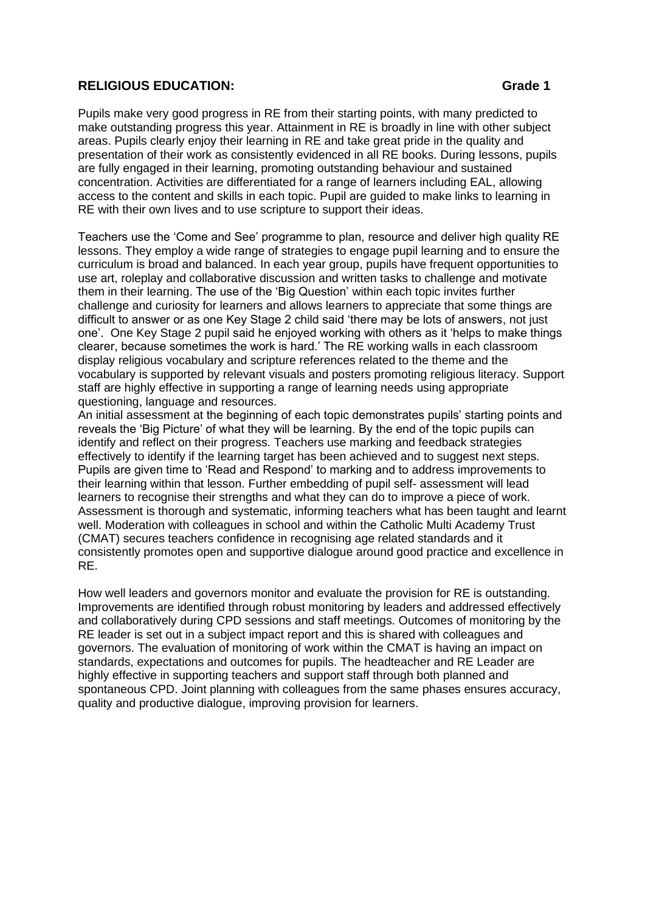## RELIGIOUS EDUCATION: Grade 1

Pupils make very good progress in RE from their starting points, with many predicted to make outstanding progress this year. Attainment in RE is broadly in line with other subject areas. Pupils clearly enjoy their learning in RE and take great pride in the quality and presentation of their work as consistently evidenced in all RE books. During lessons, pupils are fully engaged in their learning, promoting outstanding behaviour and sustained concentration. Activities are differentiated for a range of learners including EAL, allowing access to the content and skills in each topic. Pupil are guided to make links to learning in RE with their own lives and to use scripture to support their ideas.

Teachers use the 'Come and See' programme to plan, resource and deliver high quality RE lessons. They employ a wide range of strategies to engage pupil learning and to ensure the curriculum is broad and balanced. In each year group, pupils have frequent opportunities to use art, roleplay and collaborative discussion and written tasks to challenge and motivate them in their learning. The use of the 'Big Question' within each topic invites further challenge and curiosity for learners and allows learners to appreciate that some things are difficult to answer or as one Key Stage 2 child said 'there may be lots of answers, not just one'. One Key Stage 2 pupil said he enjoyed working with others as it 'helps to make things clearer, because sometimes the work is hard.' The RE working walls in each classroom display religious vocabulary and scripture references related to the theme and the vocabulary is supported by relevant visuals and posters promoting religious literacy. Support staff are highly effective in supporting a range of learning needs using appropriate questioning, language and resources.

An initial assessment at the beginning of each topic demonstrates pupils' starting points and reveals the 'Big Picture' of what they will be learning. By the end of the topic pupils can identify and reflect on their progress. Teachers use marking and feedback strategies effectively to identify if the learning target has been achieved and to suggest next steps. Pupils are given time to 'Read and Respond' to marking and to address improvements to their learning within that lesson. Further embedding of pupil self- assessment will lead learners to recognise their strengths and what they can do to improve a piece of work. Assessment is thorough and systematic, informing teachers what has been taught and learnt well. Moderation with colleagues in school and within the Catholic Multi Academy Trust (CMAT) secures teachers confidence in recognising age related standards and it consistently promotes open and supportive dialogue around good practice and excellence in RE.

How well leaders and governors monitor and evaluate the provision for RE is outstanding. Improvements are identified through robust monitoring by leaders and addressed effectively and collaboratively during CPD sessions and staff meetings. Outcomes of monitoring by the RE leader is set out in a subject impact report and this is shared with colleagues and governors. The evaluation of monitoring of work within the CMAT is having an impact on standards, expectations and outcomes for pupils. The headteacher and RE Leader are highly effective in supporting teachers and support staff through both planned and spontaneous CPD. Joint planning with colleagues from the same phases ensures accuracy, quality and productive dialogue, improving provision for learners.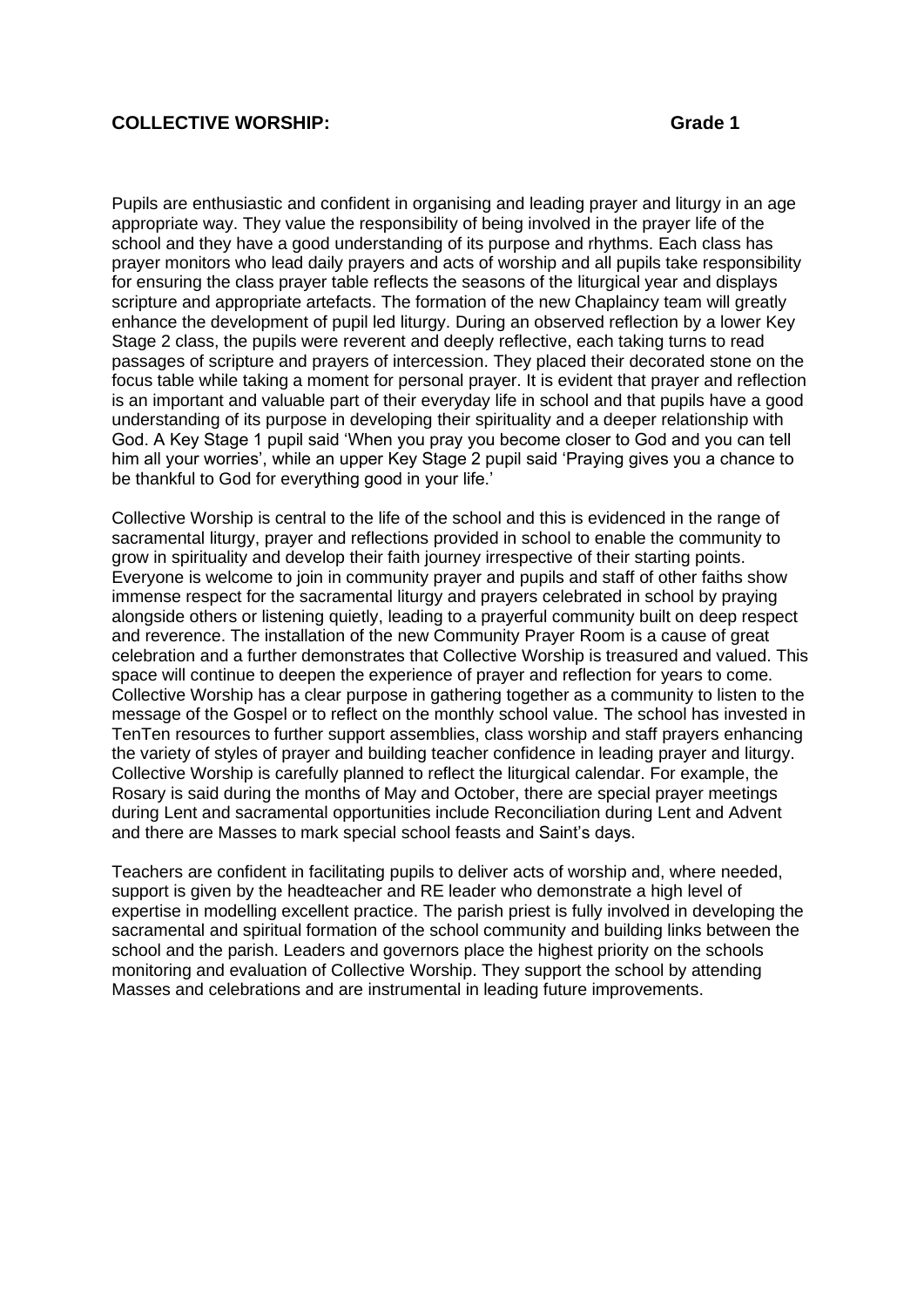**COLLECTIVE WORSHIP: Grade 1**

Pupils are enthusiastic and confident in organising and leading prayer and liturgy in an age appropriate way. They value the responsibility of being involved in the prayer life of the school and they have a good understanding of its purpose and rhythms. Each class has prayer monitors who lead daily prayers and acts of worship and all pupils take responsibility for ensuring the class prayer table reflects the seasons of the liturgical year and displays scripture and appropriate artefacts. The formation of the new Chaplaincy team will greatly enhance the development of pupil led liturgy. During an observed reflection by a lower Key Stage 2 class, the pupils were reverent and deeply reflective, each taking turns to read passages of scripture and prayers of intercession. They placed their decorated stone on the focus table while taking a moment for personal prayer. It is evident that prayer and reflection is an important and valuable part of their everyday life in school and that pupils have a good understanding of its purpose in developing their spirituality and a deeper relationship with God. A Key Stage 1 pupil said 'When you pray you become closer to God and you can tell him all your worries', while an upper Key Stage 2 pupil said 'Praying gives you a chance to be thankful to God for everything good in your life.'

Collective Worship is central to the life of the school and this is evidenced in the range of sacramental liturgy, prayer and reflections provided in school to enable the community to grow in spirituality and develop their faith journey irrespective of their starting points. Everyone is welcome to join in community prayer and pupils and staff of other faiths show immense respect for the sacramental liturgy and prayers celebrated in school by praying alongside others or listening quietly, leading to a prayerful community built on deep respect and reverence. The installation of the new Community Prayer Room is a cause of great celebration and a further demonstrates that Collective Worship is treasured and valued. This space will continue to deepen the experience of prayer and reflection for years to come. Collective Worship has a clear purpose in gathering together as a community to listen to the message of the Gospel or to reflect on the monthly school value. The school has invested in TenTen resources to further support assemblies, class worship and staff prayers enhancing the variety of styles of prayer and building teacher confidence in leading prayer and liturgy. Collective Worship is carefully planned to reflect the liturgical calendar. For example, the Rosary is said during the months of May and October, there are special prayer meetings during Lent and sacramental opportunities include Reconciliation during Lent and Advent and there are Masses to mark special school feasts and Saint's days.

Teachers are confident in facilitating pupils to deliver acts of worship and, where needed, support is given by the headteacher and RE leader who demonstrate a high level of expertise in modelling excellent practice. The parish priest is fully involved in developing the sacramental and spiritual formation of the school community and building links between the school and the parish. Leaders and governors place the highest priority on the schools monitoring and evaluation of Collective Worship. They support the school by attending Masses and celebrations and are instrumental in leading future improvements.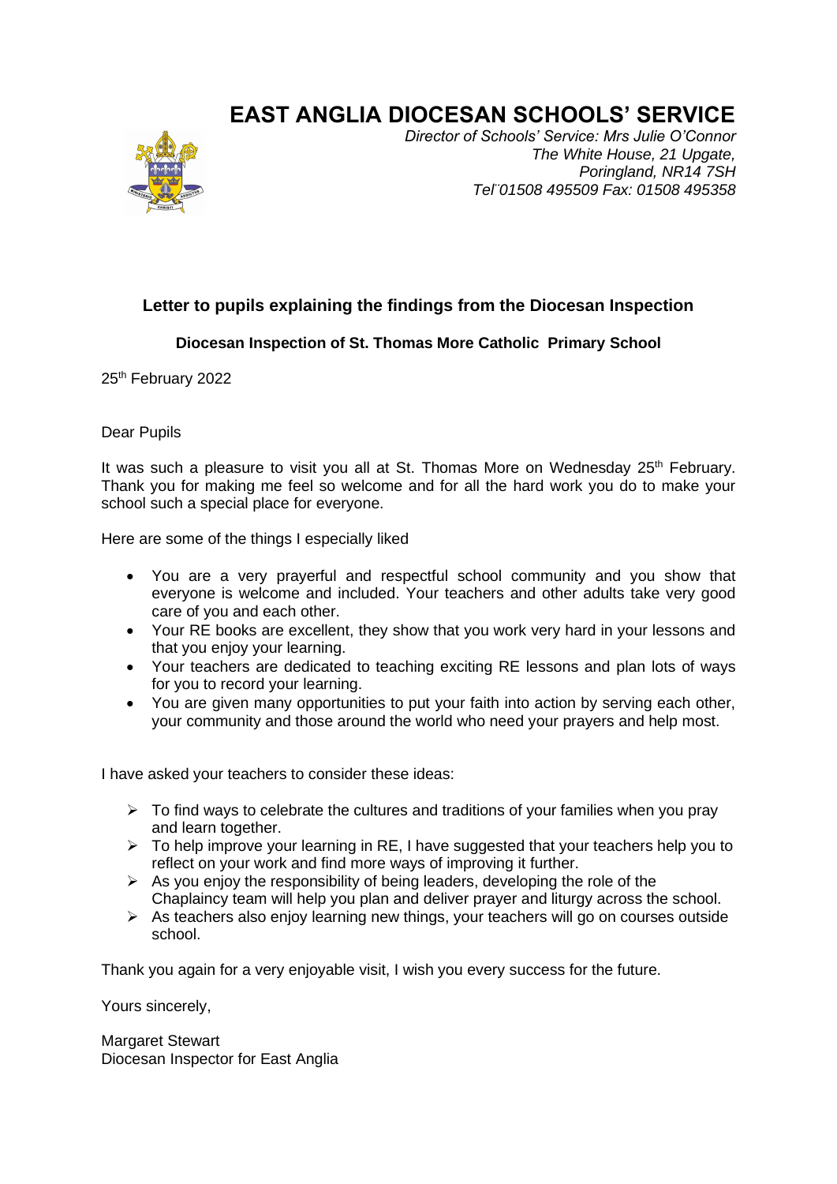# EAST ANGLIA DIOCESAN SCHOOLS' SERVICE

*Director of Schools' Service: Mrs Julie O'Connor*
*The White House, 21 Upgate,*
*Poringland, NR14 7SH*
*Tel¨01508 495509 Fax: 01508 495358*

### Letter to pupils explaining the findings from the Diocesan Inspection

#### Diocesan Inspection of St. Thomas More Catholic Primary School

25th February 2022

Dear Pupils

It was such a pleasure to visit you all at St. Thomas More on Wednesday 25th February. Thank you for making me feel so welcome and for all the hard work you do to make your school such a special place for everyone.

Here are some of the things I especially liked

- You are a very prayerful and respectful school community and you show that everyone is welcome and included. Your teachers and other adults take very good care of you and each other.
- Your RE books are excellent, they show that you work very hard in your lessons and that you enjoy your learning.
- Your teachers are dedicated to teaching exciting RE lessons and plan lots of ways for you to record your learning.
- You are given many opportunities to put your faith into action by serving each other, your community and those around the world who need your prayers and help most.

I have asked your teachers to consider these ideas:

- To find ways to celebrate the cultures and traditions of your families when you pray and learn together.
- To help improve your learning in RE, I have suggested that your teachers help you to reflect on your work and find more ways of improving it further.
- As you enjoy the responsibility of being leaders, developing the role of the Chaplaincy team will help you plan and deliver prayer and liturgy across the school.
- As teachers also enjoy learning new things, your teachers will go on courses outside school.

Thank you again for a very enjoyable visit, I wish you every success for the future.

Yours sincerely,

Margaret Stewart
Diocesan Inspector for East Anglia